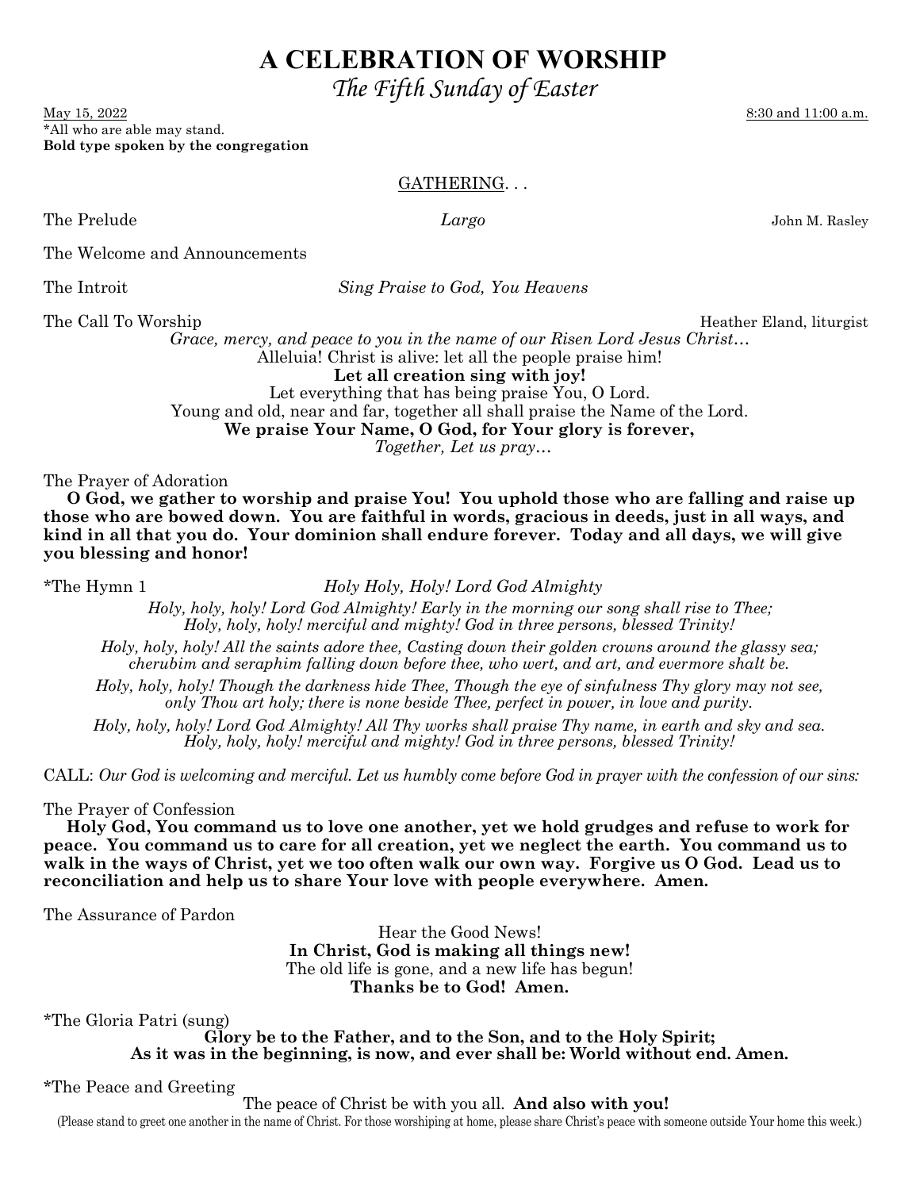# A CELEBRATION OF WORSHIP

## *The Fifth Sunday of Easter*

May 15, 2022 — 8:30 and 11:00 a.m.

\*All who are able may stand.
**Bold type spoken by the congregation**

GATHERING. . .

The Prelude — *Largo* — John M. Rasley

The Welcome and Announcements

The Introit — *Sing Praise to God, You Heavens*

The Call To Worship — Heather Eland, liturgist

*Grace, mercy, and peace to you in the name of our Risen Lord Jesus Christ…*
Alleluia! Christ is alive: let all the people praise him!
**Let all creation sing with joy!**
Let everything that has being praise You, O Lord.
Young and old, near and far, together all shall praise the Name of the Lord.
**We praise Your Name, O God, for Your glory is forever,**
*Together, Let us pray…*

The Prayer of Adoration

**O God, we gather to worship and praise You! You uphold those who are falling and raise up those who are bowed down. You are faithful in words, gracious in deeds, just in all ways, and kind in all that you do. Your dominion shall endure forever. Today and all days, we will give you blessing and honor!**

\*The Hymn 1 — *Holy Holy, Holy! Lord God Almighty*

*Holy, holy, holy! Lord God Almighty! Early in the morning our song shall rise to Thee;
Holy, holy, holy! merciful and mighty! God in three persons, blessed Trinity!*

*Holy, holy, holy! All the saints adore thee, Casting down their golden crowns around the glassy sea;
cherubim and seraphim falling down before thee, who wert, and art, and evermore shalt be.*

*Holy, holy, holy! Though the darkness hide Thee, Though the eye of sinfulness Thy glory may not see,
only Thou art holy; there is none beside Thee, perfect in power, in love and purity.*

*Holy, holy, holy! Lord God Almighty! All Thy works shall praise Thy name, in earth and sky and sea.
Holy, holy, holy! merciful and mighty! God in three persons, blessed Trinity!*

CALL: *Our God is welcoming and merciful. Let us humbly come before God in prayer with the confession of our sins:*

The Prayer of Confession

**Holy God, You command us to love one another, yet we hold grudges and refuse to work for peace. You command us to care for all creation, yet we neglect the earth. You command us to walk in the ways of Christ, yet we too often walk our own way. Forgive us O God. Lead us to reconciliation and help us to share Your love with people everywhere. Amen.**

The Assurance of Pardon

Hear the Good News!
**In Christ, God is making all things new!**
The old life is gone, and a new life has begun!
**Thanks be to God! Amen.**

\*The Gloria Patri (sung)

**Glory be to the Father, and to the Son, and to the Holy Spirit;
As it was in the beginning, is now, and ever shall be: World without end. Amen.**

\*The Peace and Greeting

The peace of Christ be with you all. **And also with you!**

(Please stand to greet one another in the name of Christ. For those worshiping at home, please share Christ's peace with someone outside Your home this week.)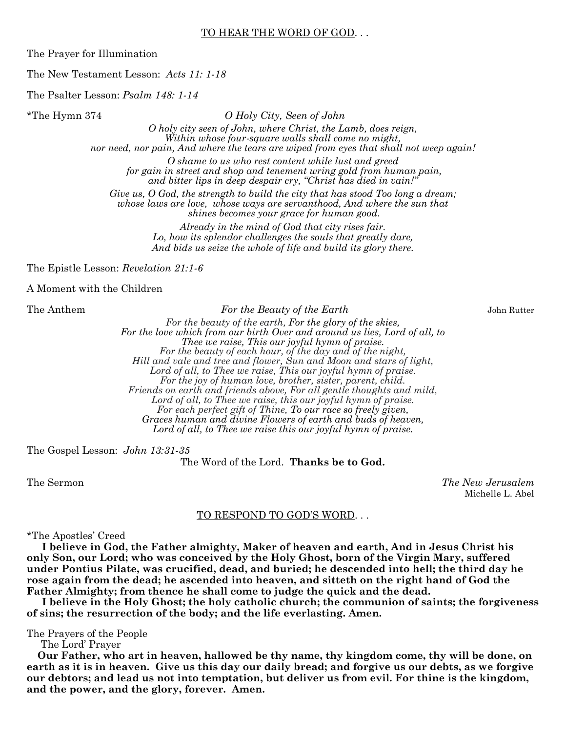## TO HEAR THE WORD OF GOD. . .

The Prayer for Illumination

The New Testament Lesson: *Acts 11: 1-18*

The Psalter Lesson: *Psalm 148: 1-14*

*The Hymn 374 *O Holy City, Seen of John*

*O holy city seen of John, where Christ, the Lamb, does reign,*
*Within whose four-square walls shall come no might,*
*nor need, nor pain, And where the tears are wiped from eyes that shall not weep again!*

*O shame to us who rest content while lust and greed*
*for gain in street and shop and tenement wring gold from human pain,*
*and bitter lips in deep despair cry, "Christ has died in vain!"*

*Give us, O God, the strength to build the city that has stood Too long a dream;*
*whose laws are love, whose ways are servanthood, And where the sun that*
*shines becomes your grace for human good.*

*Already in the mind of God that city rises fair.*
*Lo, how its splendor challenges the souls that greatly dare,*
*And bids us seize the whole of life and build its glory there.*

The Epistle Lesson: *Revelation 21:1-6*

A Moment with the Children

The Anthem *For the Beauty of the Earth* John Rutter

*For the beauty of the earth, For the glory of the skies,*
*For the love which from our birth Over and around us lies, Lord of all, to*
*Thee we raise, This our joyful hymn of praise.*
*For the beauty of each hour, of the day and of the night,*
*Hill and vale and tree and flower, Sun and Moon and stars of light,*
*Lord of all, to Thee we raise, This our joyful hymn of praise.*
*For the joy of human love, brother, sister, parent, child.*
*Friends on earth and friends above, For all gentle thoughts and mild,*
*Lord of all, to Thee we raise, this our joyful hymn of praise.*
*For each perfect gift of Thine, To our race so freely given,*
*Graces human and divine Flowers of earth and buds of heaven,*
*Lord of all, to Thee we raise this our joyful hymn of praise.*

The Gospel Lesson: *John 13:31-35*

The Word of the Lord. **Thanks be to God.**

The Sermon *The New Jerusalem*
Michelle L. Abel

## TO RESPOND TO GOD'S WORD. . .

*The Apostles' Creed

**I believe in God, the Father almighty, Maker of heaven and earth, And in Jesus Christ his only Son, our Lord; who was conceived by the Holy Ghost, born of the Virgin Mary, suffered under Pontius Pilate, was crucified, dead, and buried; he descended into hell; the third day he rose again from the dead; he ascended into heaven, and sitteth on the right hand of God the Father Almighty; from thence he shall come to judge the quick and the dead.**

**I believe in the Holy Ghost; the holy catholic church; the communion of saints; the forgiveness of sins; the resurrection of the body; and the life everlasting. Amen.**

The Prayers of the People

The Lord' Prayer

**Our Father, who art in heaven, hallowed be thy name, thy kingdom come, thy will be done, on earth as it is in heaven. Give us this day our daily bread; and forgive us our debts, as we forgive our debtors; and lead us not into temptation, but deliver us from evil. For thine is the kingdom, and the power, and the glory, forever. Amen.**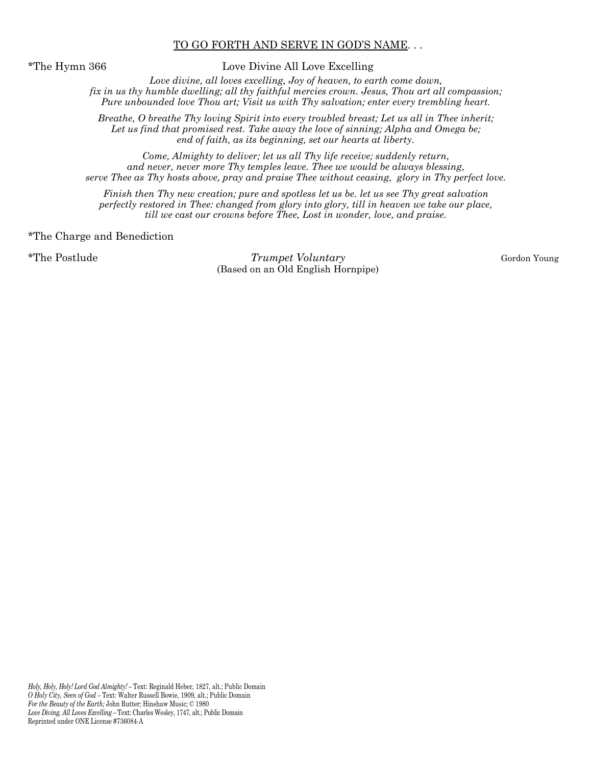<u>TO GO FORTH AND SERVE IN GOD'S NAME</u>. . .

*The Hymn 366 Love Divine All Love Excelling

*Love divine, all loves excelling, Joy of heaven, to earth come down,
fix in us thy humble dwelling; all thy faithful mercies crown. Jesus, Thou art all compassion;
Pure unbounded love Thou art; Visit us with Thy salvation; enter every trembling heart.*

*Breathe, O breathe Thy loving Spirit into every troubled breast; Let us all in Thee inherit;
Let us find that promised rest. Take away the love of sinning; Alpha and Omega be;
end of faith, as its beginning, set our hearts at liberty.*

*Come, Almighty to deliver; let us all Thy life receive; suddenly return,
and never, never more Thy temples leave. Thee we would be always blessing,
serve Thee as Thy hosts above, pray and praise Thee without ceasing, glory in Thy perfect love.*

*Finish then Thy new creation; pure and spotless let us be. let us see Thy great salvation
perfectly restored in Thee: changed from glory into glory, till in heaven we take our place,
till we cast our crowns before Thee, Lost in wonder, love, and praise.*

*The Charge and Benediction

*The Postlude *Trumpet Voluntary* Gordon Young
(Based on an Old English Hornpipe)

*Holy, Holy, Holy! Lord God Almighty!* – Text: Reginald Heber, 1827, alt.; Public Domain
*O Holy City, Seen of God* – Text: Walter Russell Bowie, 1909, alt.; Public Domain
*For the Beauty of the Earth;* John Rutter; Hinshaw Music; © 1980
*Love Diving, All Loves Excelling* – Text: Charles Wesley, 1747, alt.; Public Domain
Reprinted under ONE License #736084-A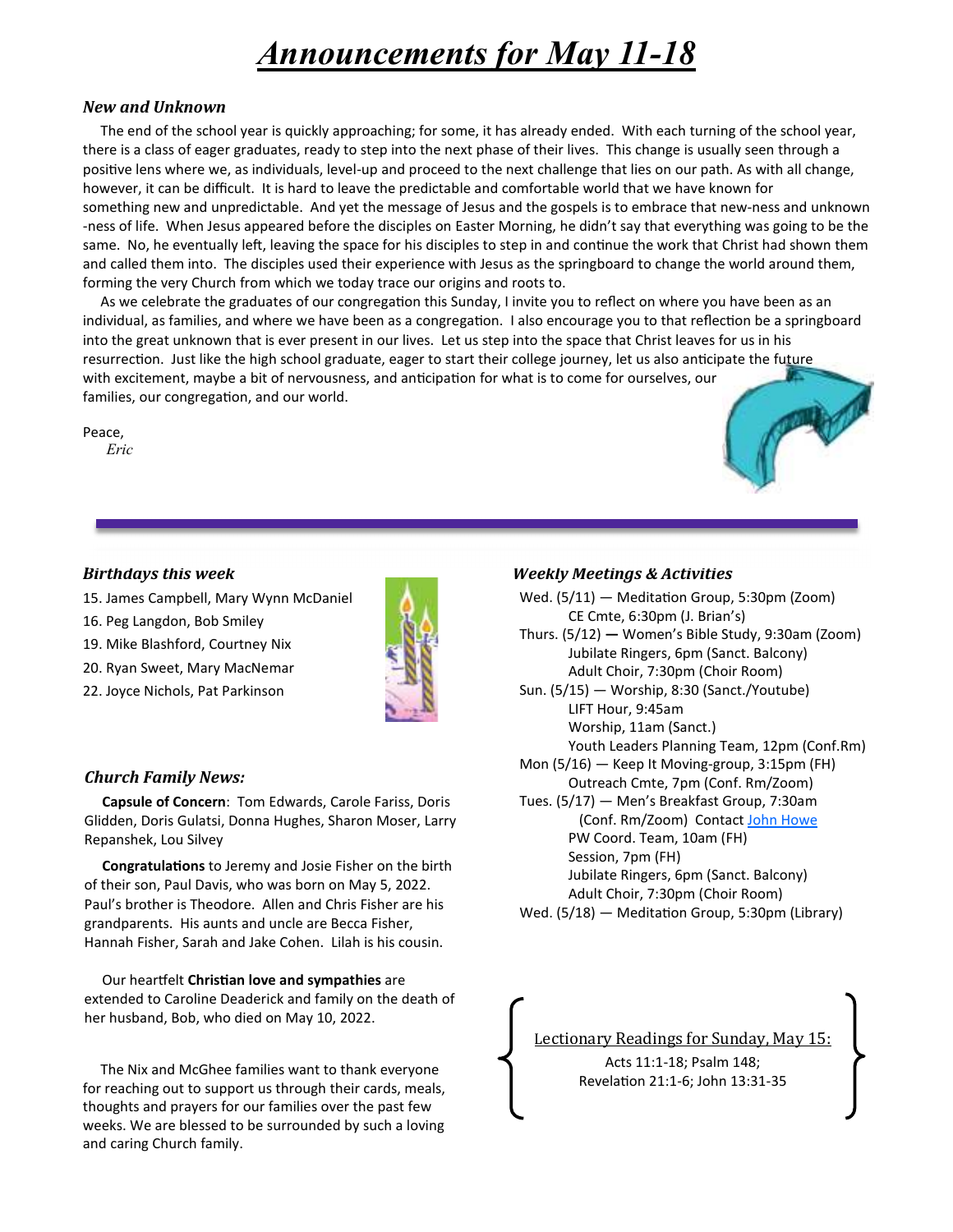# *Announcements for May 11-18*

### *New and Unknown*

The end of the school year is quickly approaching; for some, it has already ended. With each turning of the school year, there is a class of eager graduates, ready to step into the next phase of their lives. This change is usually seen through a positive lens where we, as individuals, level-up and proceed to the next challenge that lies on our path. As with all change, however, it can be difficult. It is hard to leave the predictable and comfortable world that we have known for something new and unpredictable. And yet the message of Jesus and the gospels is to embrace that new-ness and unknown -ness of life. When Jesus appeared before the disciples on Easter Morning, he didn't say that everything was going to be the same. No, he eventually left, leaving the space for his disciples to step in and continue the work that Christ had shown them and called them into. The disciples used their experience with Jesus as the springboard to change the world around them, forming the very Church from which we today trace our origins and roots to.

As we celebrate the graduates of our congregation this Sunday, I invite you to reflect on where you have been as an individual, as families, and where we have been as a congregation. I also encourage you to that reflection be a springboard into the great unknown that is ever present in our lives. Let us step into the space that Christ leaves for us in his resurrection. Just like the high school graduate, eager to start their college journey, let us also anticipate the future with excitement, maybe a bit of nervousness, and anticipation for what is to come for ourselves, our families, our congregation, and our world.

Peace,

*Eric*

---

### *Birthdays this week*

15. James Campbell, Mary Wynn McDaniel
16. Peg Langdon, Bob Smiley
19. Mike Blashford, Courtney Nix
20. Ryan Sweet, Mary MacNemar
22. Joyce Nichols, Pat Parkinson

### *Church Family News:*

**Capsule of Concern**: Tom Edwards, Carole Fariss, Doris Glidden, Doris Gulatsi, Donna Hughes, Sharon Moser, Larry Repanshek, Lou Silvey

**Congratulations** to Jeremy and Josie Fisher on the birth of their son, Paul Davis, who was born on May 5, 2022. Paul's brother is Theodore. Allen and Chris Fisher are his grandparents. His aunts and uncle are Becca Fisher, Hannah Fisher, Sarah and Jake Cohen. Lilah is his cousin.

Our heartfelt **Christian love and sympathies** are extended to Caroline Deaderick and family on the death of her husband, Bob, who died on May 10, 2022.

The Nix and McGhee families want to thank everyone for reaching out to support us through their cards, meals, thoughts and prayers for our families over the past few weeks. We are blessed to be surrounded by such a loving and caring Church family.

### *Weekly Meetings & Activities*

Wed. (5/11) — Meditation Group, 5:30pm (Zoom)
CE Cmte, 6:30pm (J. Brian's)

Thurs. (5/12) — Women's Bible Study, 9:30am (Zoom)
Jubilate Ringers, 6pm (Sanct. Balcony)
Adult Choir, 7:30pm (Choir Room)

Sun. (5/15) — Worship, 8:30 (Sanct./Youtube)
LIFT Hour, 9:45am
Worship, 11am (Sanct.)
Youth Leaders Planning Team, 12pm (Conf.Rm)

Mon (5/16) — Keep It Moving-group, 3:15pm (FH)
Outreach Cmte, 7pm (Conf. Rm/Zoom)

Tues. (5/17) — Men's Breakfast Group, 7:30am (Conf. Rm/Zoom) Contact John Howe
PW Coord. Team, 10am (FH)
Session, 7pm (FH)
Jubilate Ringers, 6pm (Sanct. Balcony)
Adult Choir, 7:30pm (Choir Room)

Wed. (5/18) — Meditation Group, 5:30pm (Library)

Lectionary Readings for Sunday, May 15:

Acts 11:1-18; Psalm 148;
Revelation 21:1-6; John 13:31-35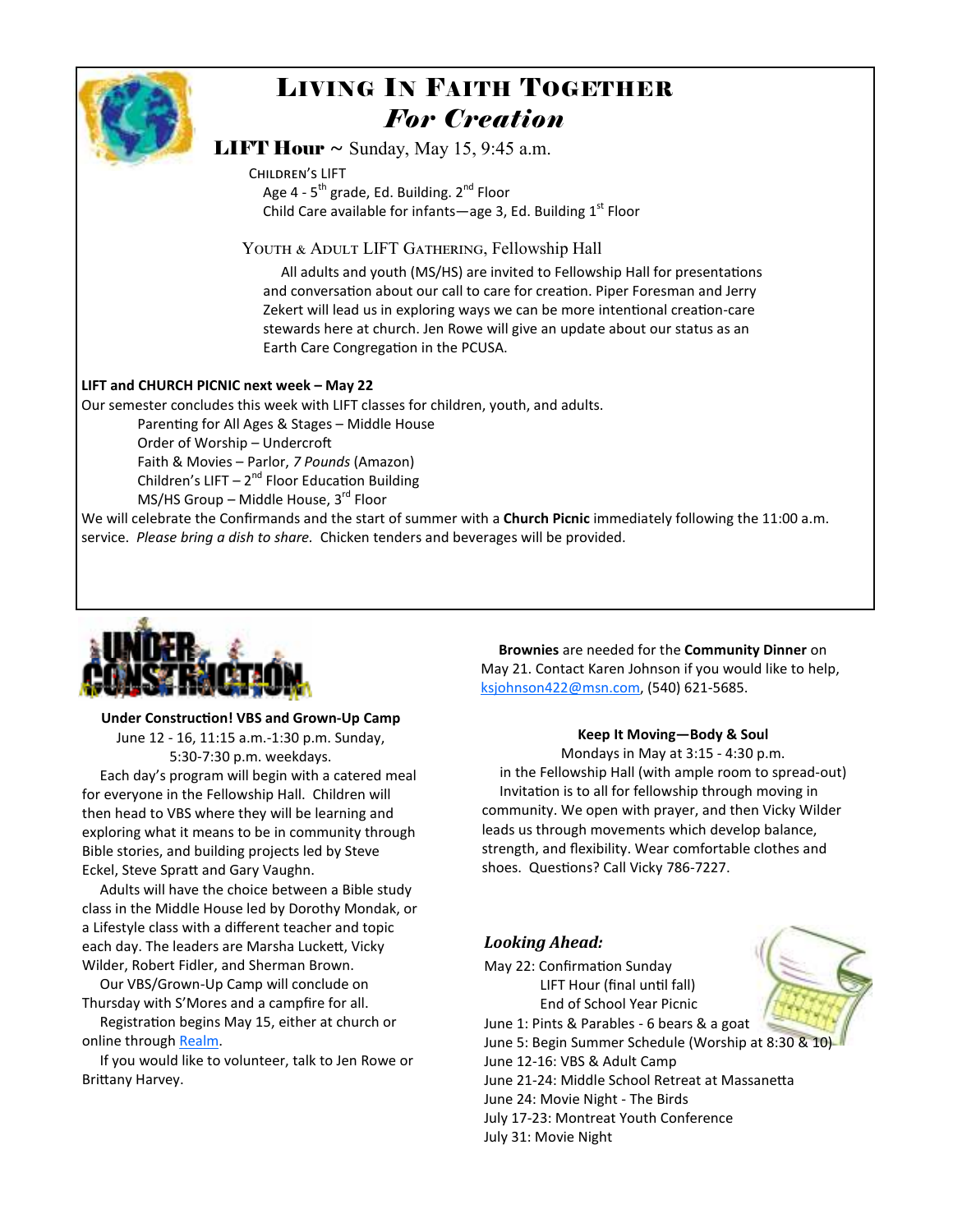# Living In Faith Together
## *For Creation*

**LIFT Hour** ~ Sunday, May 15, 9:45 a.m.

Children's LIFT

Age 4 - 5th grade, Ed. Building. 2nd Floor

Child Care available for infants—age 3, Ed. Building 1st Floor

Youth & Adult LIFT Gathering, Fellowship Hall

All adults and youth (MS/HS) are invited to Fellowship Hall for presentations and conversation about our call to care for creation. Piper Foresman and Jerry Zekert will lead us in exploring ways we can be more intentional creation-care stewards here at church. Jen Rowe will give an update about our status as an Earth Care Congregation in the PCUSA.

**LIFT and CHURCH PICNIC next week – May 22**

Our semester concludes this week with LIFT classes for children, youth, and adults.

Parenting for All Ages & Stages – Middle House
Order of Worship – Undercroft
Faith & Movies – Parlor, *7 Pounds* (Amazon)
Children's LIFT – 2nd Floor Education Building
MS/HS Group – Middle House, 3rd Floor

We will celebrate the Confirmands and the start of summer with a **Church Picnic** immediately following the 11:00 a.m. service. *Please bring a dish to share.* Chicken tenders and beverages will be provided.

**Under Construction! VBS and Grown-Up Camp**

June 12 - 16, 11:15 a.m.-1:30 p.m. Sunday, 5:30-7:30 p.m. weekdays.

Each day's program will begin with a catered meal for everyone in the Fellowship Hall. Children will then head to VBS where they will be learning and exploring what it means to be in community through Bible stories, and building projects led by Steve Eckel, Steve Spratt and Gary Vaughn.

Adults will have the choice between a Bible study class in the Middle House led by Dorothy Mondak, or a Lifestyle class with a different teacher and topic each day. The leaders are Marsha Luckett, Vicky Wilder, Robert Fidler, and Sherman Brown.

Our VBS/Grown-Up Camp will conclude on Thursday with S'Mores and a campfire for all.

Registration begins May 15, either at church or online through Realm.

If you would like to volunteer, talk to Jen Rowe or Brittany Harvey.

**Brownies** are needed for the **Community Dinner** on May 21. Contact Karen Johnson if you would like to help, ksjohnson422@msn.com, (540) 621-5685.

**Keep It Moving—Body & Soul**

Mondays in May at 3:15 - 4:30 p.m.
in the Fellowship Hall (with ample room to spread-out)

Invitation is to all for fellowship through moving in community. We open with prayer, and then Vicky Wilder leads us through movements which develop balance, strength, and flexibility. Wear comfortable clothes and shoes. Questions? Call Vicky 786-7227.

### *Looking Ahead:*

May 22: Confirmation Sunday
LIFT Hour (final until fall)
End of School Year Picnic
June 1: Pints & Parables - 6 bears & a goat
June 5: Begin Summer Schedule (Worship at 8:30 & 10)
June 12-16: VBS & Adult Camp
June 21-24: Middle School Retreat at Massanetta
June 24: Movie Night - The Birds
July 17-23: Montreat Youth Conference
July 31: Movie Night